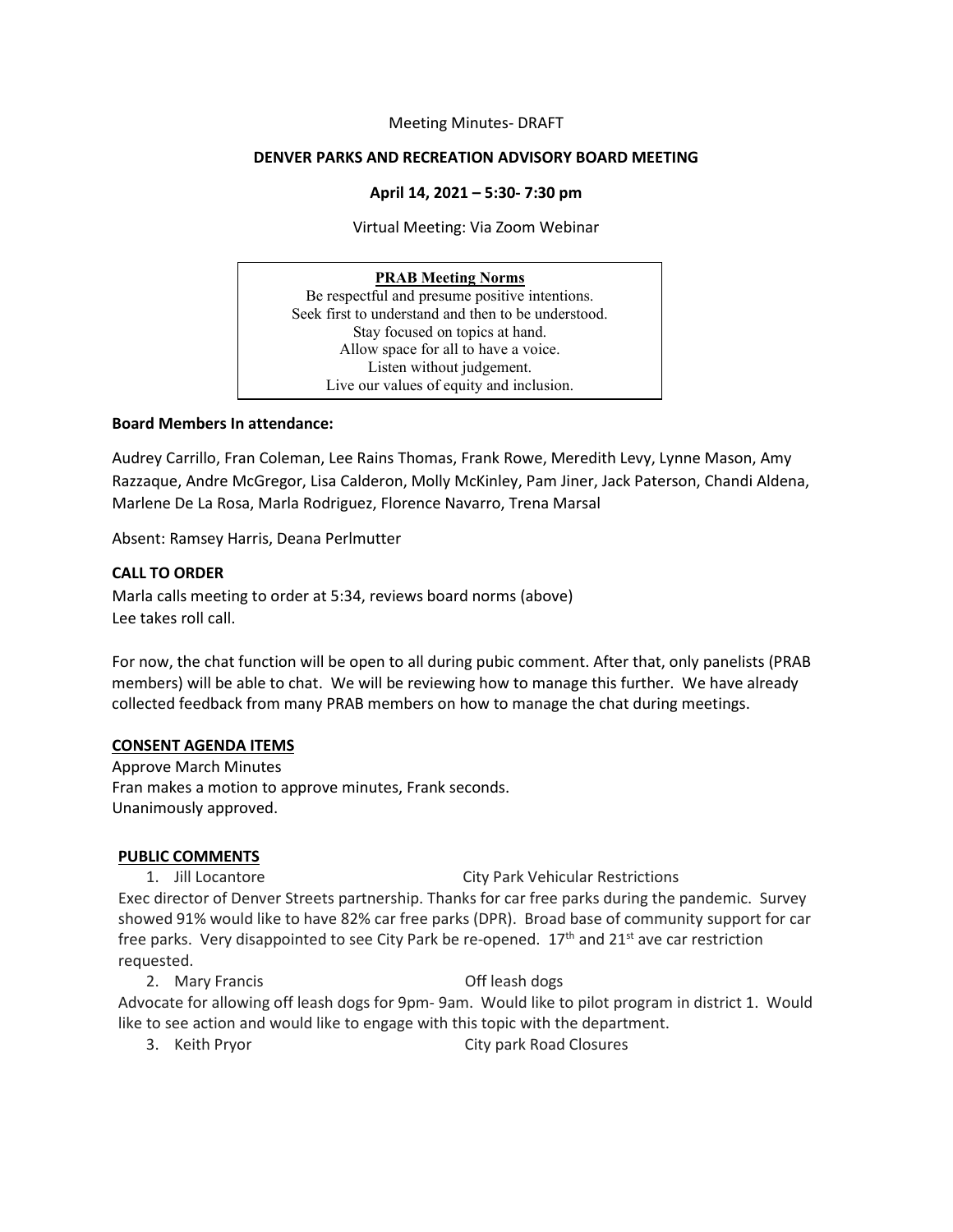Meeting Minutes- DRAFT

**DENVER PARKS AND RECREATION ADVISORY BOARD MEETING**

**April 14, 2021 – 5:30- 7:30 pm**

Virtual Meeting: Via Zoom Webinar

> **PRAB Meeting Norms**
> Be respectful and presume positive intentions.
> Seek first to understand and then to be understood.
> Stay focused on topics at hand.
> Allow space for all to have a voice.
> Listen without judgement.
> Live our values of equity and inclusion.

**Board Members In attendance:**

Audrey Carrillo, Fran Coleman, Lee Rains Thomas, Frank Rowe, Meredith Levy, Lynne Mason, Amy Razzaque, Andre McGregor, Lisa Calderon, Molly McKinley, Pam Jiner, Jack Paterson, Chandi Aldena, Marlene De La Rosa, Marla Rodriguez, Florence Navarro, Trena Marsal

Absent: Ramsey Harris, Deana Perlmutter

**CALL TO ORDER**

Marla calls meeting to order at 5:34, reviews board norms (above)
Lee takes roll call.

For now, the chat function will be open to all during pubic comment. After that, only panelists (PRAB members) will be able to chat. We will be reviewing how to manage this further. We have already collected feedback from many PRAB members on how to manage the chat during meetings.

**CONSENT AGENDA ITEMS**

Approve March Minutes
Fran makes a motion to approve minutes, Frank seconds.
Unanimously approved.

**PUBLIC COMMENTS**

1. Jill Locantore — City Park Vehicular Restrictions

Exec director of Denver Streets partnership. Thanks for car free parks during the pandemic. Survey showed 91% would like to have 82% car free parks (DPR). Broad base of community support for car free parks. Very disappointed to see City Park be re-opened. 17th and 21st ave car restriction requested.

2. Mary Francis — Off leash dogs

Advocate for allowing off leash dogs for 9pm- 9am. Would like to pilot program in district 1. Would like to see action and would like to engage with this topic with the department.

3. Keith Pryor — City park Road Closures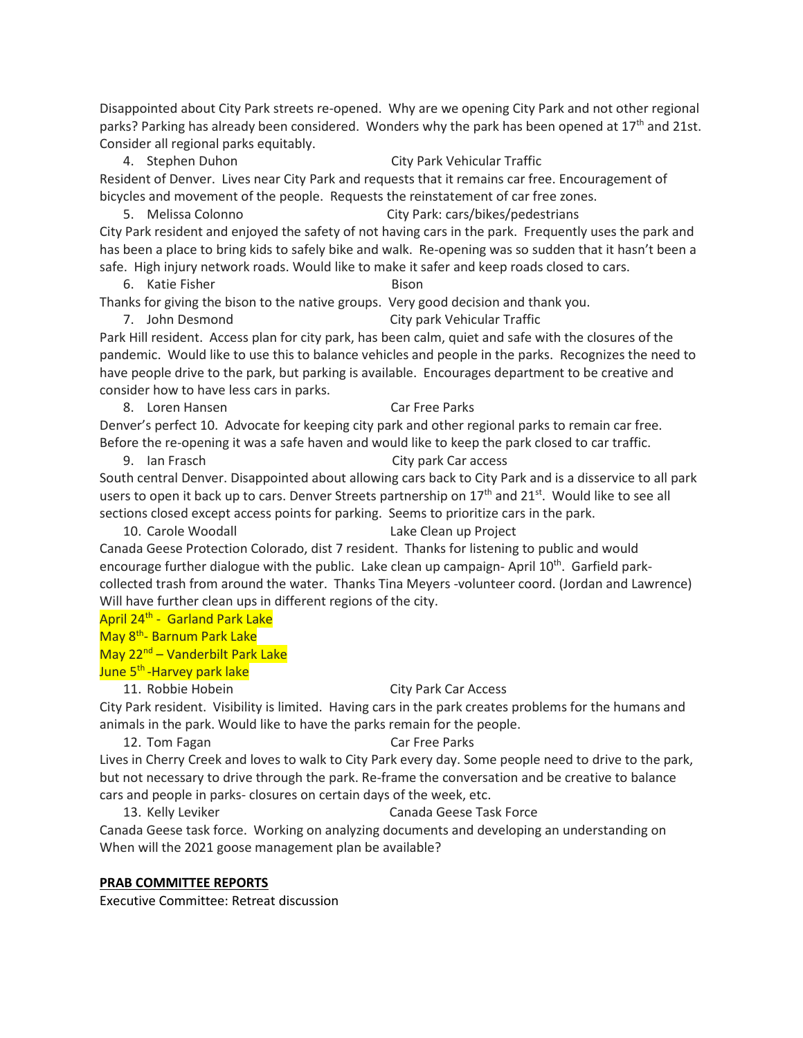Disappointed about City Park streets re-opened. Why are we opening City Park and not other regional parks? Parking has already been considered. Wonders why the park has been opened at 17th and 21st. Consider all regional parks equitably.

4. Stephen Duhon — City Park Vehicular Traffic

Resident of Denver. Lives near City Park and requests that it remains car free. Encouragement of bicycles and movement of the people. Requests the reinstatement of car free zones.

5. Melissa Colonno — City Park: cars/bikes/pedestrians

City Park resident and enjoyed the safety of not having cars in the park. Frequently uses the park and has been a place to bring kids to safely bike and walk. Re-opening was so sudden that it hasn't been a safe. High injury network roads. Would like to make it safer and keep roads closed to cars.

6. Katie Fisher — Bison

Thanks for giving the bison to the native groups. Very good decision and thank you.

7. John Desmond — City park Vehicular Traffic

Park Hill resident. Access plan for city park, has been calm, quiet and safe with the closures of the pandemic. Would like to use this to balance vehicles and people in the parks. Recognizes the need to have people drive to the park, but parking is available. Encourages department to be creative and consider how to have less cars in parks.

8. Loren Hansen — Car Free Parks

Denver's perfect 10. Advocate for keeping city park and other regional parks to remain car free. Before the re-opening it was a safe haven and would like to keep the park closed to car traffic.

9. Ian Frasch — City park Car access

South central Denver. Disappointed about allowing cars back to City Park and is a disservice to all park users to open it back up to cars. Denver Streets partnership on 17th and 21st. Would like to see all sections closed except access points for parking. Seems to prioritize cars in the park.

10. Carole Woodall — Lake Clean up Project

Canada Geese Protection Colorado, dist 7 resident. Thanks for listening to public and would encourage further dialogue with the public. Lake clean up campaign- April 10th. Garfield park- collected trash from around the water. Thanks Tina Meyers -volunteer coord. (Jordan and Lawrence) Will have further clean ups in different regions of the city.

April 24th - Garland Park Lake
May 8th- Barnum Park Lake
May 22nd – Vanderbilt Park Lake
June 5th -Harvey park lake

11. Robbie Hobein — City Park Car Access

City Park resident. Visibility is limited. Having cars in the park creates problems for the humans and animals in the park. Would like to have the parks remain for the people.

12. Tom Fagan — Car Free Parks

Lives in Cherry Creek and loves to walk to City Park every day. Some people need to drive to the park, but not necessary to drive through the park. Re-frame the conversation and be creative to balance cars and people in parks- closures on certain days of the week, etc.

13. Kelly Leviker — Canada Geese Task Force

Canada Geese task force. Working on analyzing documents and developing an understanding on When will the 2021 goose management plan be available?

**PRAB COMMITTEE REPORTS**

Executive Committee: Retreat discussion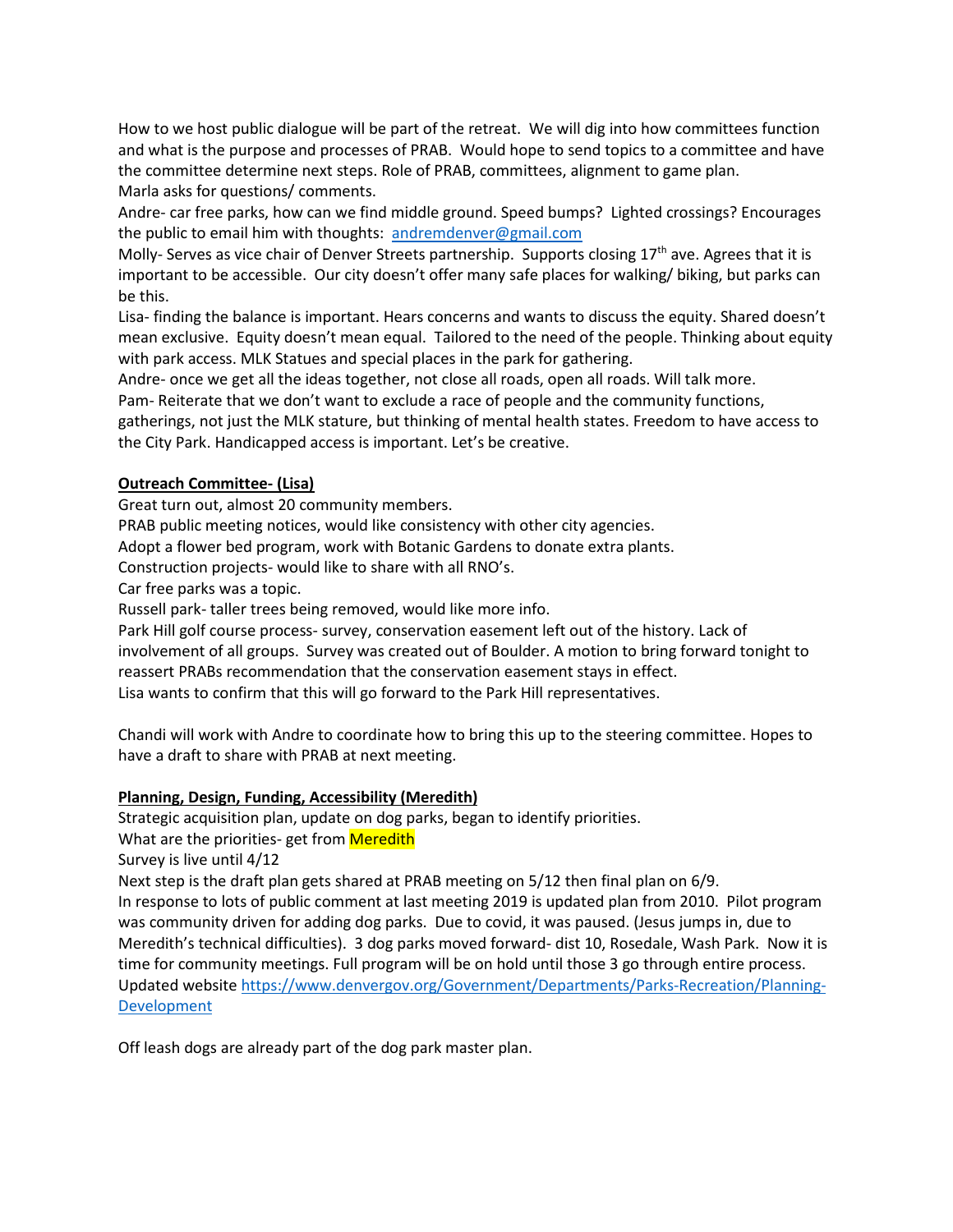How to we host public dialogue will be part of the retreat. We will dig into how committees function and what is the purpose and processes of PRAB. Would hope to send topics to a committee and have the committee determine next steps. Role of PRAB, committees, alignment to game plan.
Marla asks for questions/ comments.
Andre- car free parks, how can we find middle ground. Speed bumps? Lighted crossings? Encourages the public to email him with thoughts: andremdenver@gmail.com
Molly- Serves as vice chair of Denver Streets partnership. Supports closing 17th ave. Agrees that it is important to be accessible. Our city doesn't offer many safe places for walking/ biking, but parks can be this.
Lisa- finding the balance is important. Hears concerns and wants to discuss the equity. Shared doesn't mean exclusive. Equity doesn't mean equal. Tailored to the need of the people. Thinking about equity with park access. MLK Statues and special places in the park for gathering.
Andre- once we get all the ideas together, not close all roads, open all roads. Will talk more.
Pam- Reiterate that we don't want to exclude a race of people and the community functions, gatherings, not just the MLK stature, but thinking of mental health states. Freedom to have access to the City Park. Handicapped access is important. Let's be creative.

**Outreach Committee- (Lisa)**

Great turn out, almost 20 community members.
PRAB public meeting notices, would like consistency with other city agencies.
Adopt a flower bed program, work with Botanic Gardens to donate extra plants.
Construction projects- would like to share with all RNO's.
Car free parks was a topic.
Russell park- taller trees being removed, would like more info.
Park Hill golf course process- survey, conservation easement left out of the history. Lack of involvement of all groups. Survey was created out of Boulder. A motion to bring forward tonight to reassert PRABs recommendation that the conservation easement stays in effect.
Lisa wants to confirm that this will go forward to the Park Hill representatives.

Chandi will work with Andre to coordinate how to bring this up to the steering committee. Hopes to have a draft to share with PRAB at next meeting.

**Planning, Design, Funding, Accessibility (Meredith)**

Strategic acquisition plan, update on dog parks, began to identify priorities.
What are the priorities- get from Meredith
Survey is live until 4/12
Next step is the draft plan gets shared at PRAB meeting on 5/12 then final plan on 6/9.
In response to lots of public comment at last meeting 2019 is updated plan from 2010. Pilot program was community driven for adding dog parks. Due to covid, it was paused. (Jesus jumps in, due to Meredith's technical difficulties). 3 dog parks moved forward- dist 10, Rosedale, Wash Park. Now it is time for community meetings. Full program will be on hold until those 3 go through entire process. Updated website https://www.denvergov.org/Government/Departments/Parks-Recreation/Planning-Development

Off leash dogs are already part of the dog park master plan.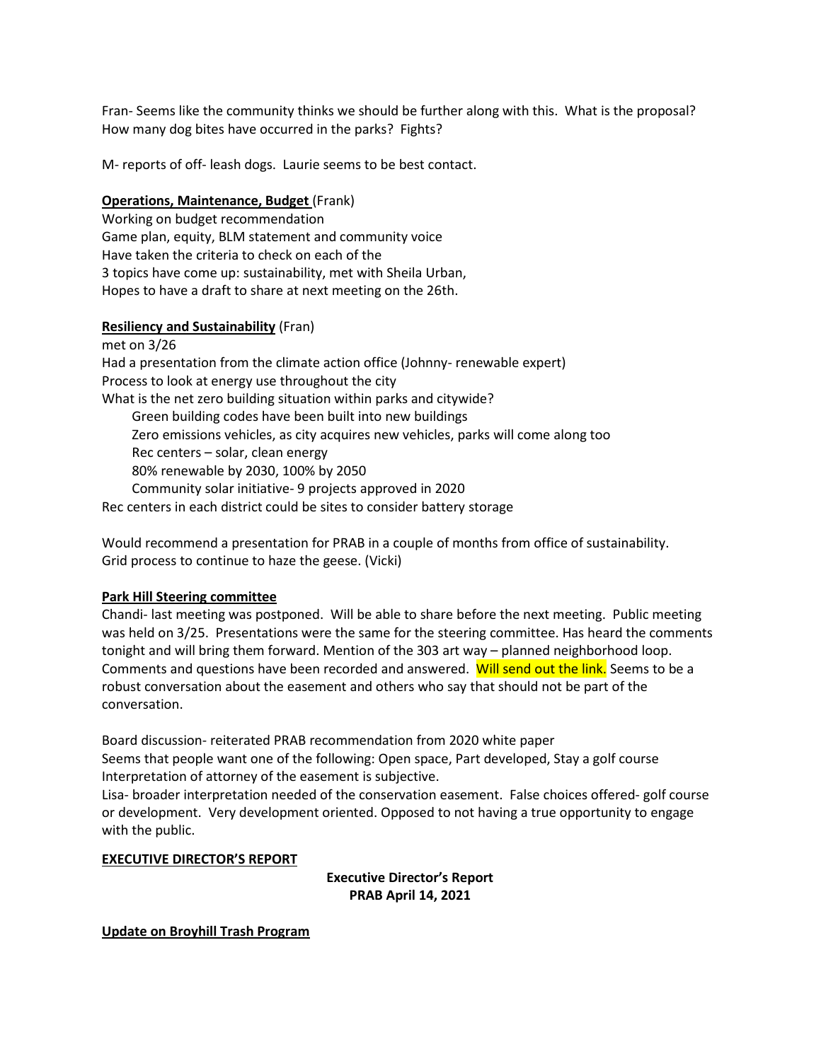Fran- Seems like the community thinks we should be further along with this. What is the proposal? How many dog bites have occurred in the parks? Fights?

M- reports of off- leash dogs. Laurie seems to be best contact.

**Operations, Maintenance, Budget** (Frank)

Working on budget recommendation
Game plan, equity, BLM statement and community voice
Have taken the criteria to check on each of the
3 topics have come up: sustainability, met with Sheila Urban,
Hopes to have a draft to share at next meeting on the 26th.

**Resiliency and Sustainability** (Fran)

met on 3/26
Had a presentation from the climate action office (Johnny- renewable expert)
Process to look at energy use throughout the city
What is the net zero building situation within parks and citywide?

- Green building codes have been built into new buildings
- Zero emissions vehicles, as city acquires new vehicles, parks will come along too
- Rec centers – solar, clean energy
- 80% renewable by 2030, 100% by 2050
- Community solar initiative- 9 projects approved in 2020

Rec centers in each district could be sites to consider battery storage

Would recommend a presentation for PRAB in a couple of months from office of sustainability.
Grid process to continue to haze the geese. (Vicki)

**Park Hill Steering committee**

Chandi- last meeting was postponed. Will be able to share before the next meeting. Public meeting was held on 3/25. Presentations were the same for the steering committee. Has heard the comments tonight and will bring them forward. Mention of the 303 art way – planned neighborhood loop. Comments and questions have been recorded and answered. Will send out the link. Seems to be a robust conversation about the easement and others who say that should not be part of the conversation.

Board discussion- reiterated PRAB recommendation from 2020 white paper
Seems that people want one of the following: Open space, Part developed, Stay a golf course
Interpretation of attorney of the easement is subjective.
Lisa- broader interpretation needed of the conservation easement. False choices offered- golf course or development. Very development oriented. Opposed to not having a true opportunity to engage with the public.

**EXECUTIVE DIRECTOR'S REPORT**

**Executive Director's Report**
**PRAB April 14, 2021**

**Update on Broyhill Trash Program**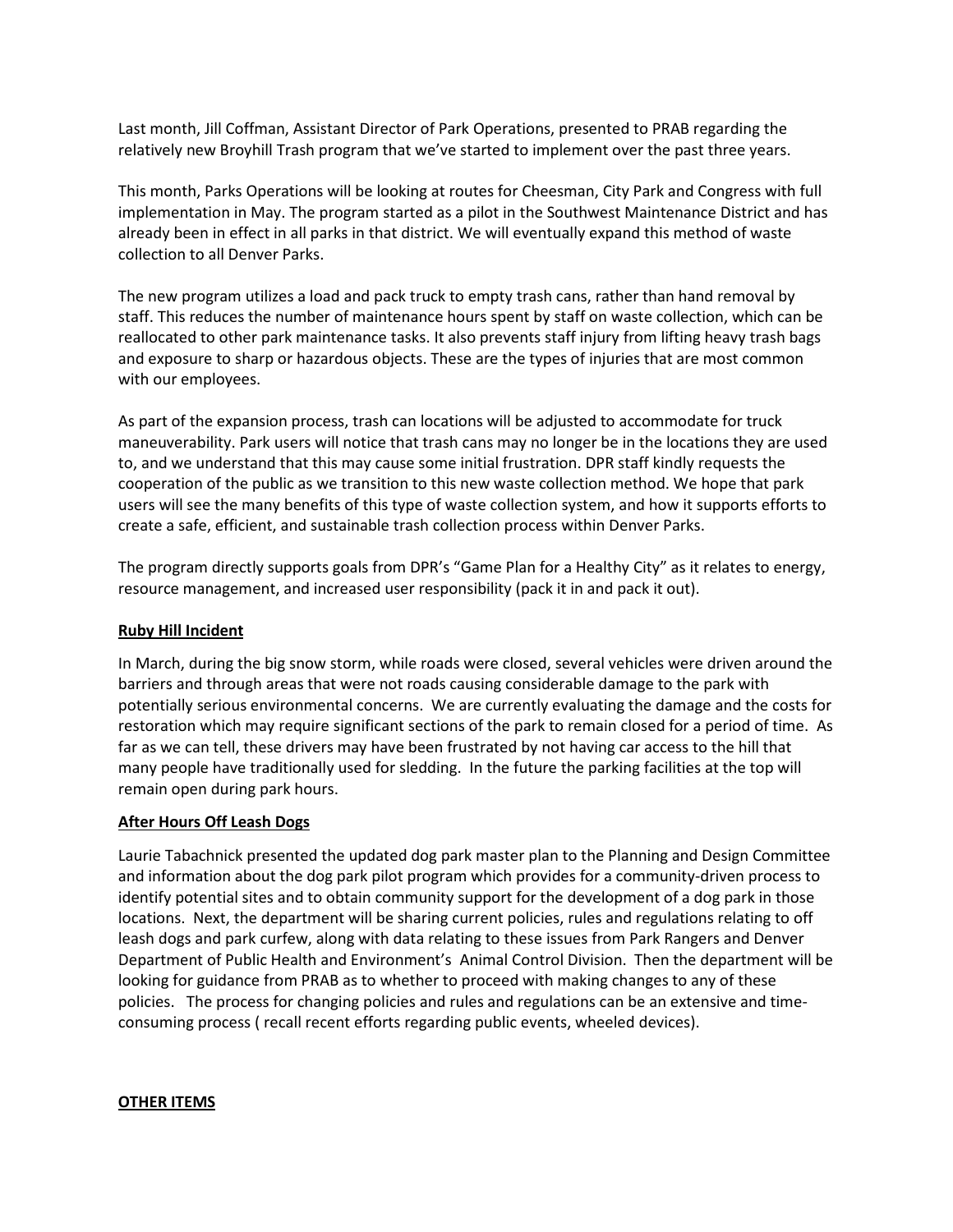Last month, Jill Coffman, Assistant Director of Park Operations, presented to PRAB regarding the relatively new Broyhill Trash program that we've started to implement over the past three years.

This month, Parks Operations will be looking at routes for Cheesman, City Park and Congress with full implementation in May. The program started as a pilot in the Southwest Maintenance District and has already been in effect in all parks in that district. We will eventually expand this method of waste collection to all Denver Parks.

The new program utilizes a load and pack truck to empty trash cans, rather than hand removal by staff. This reduces the number of maintenance hours spent by staff on waste collection, which can be reallocated to other park maintenance tasks. It also prevents staff injury from lifting heavy trash bags and exposure to sharp or hazardous objects. These are the types of injuries that are most common with our employees.

As part of the expansion process, trash can locations will be adjusted to accommodate for truck maneuverability. Park users will notice that trash cans may no longer be in the locations they are used to, and we understand that this may cause some initial frustration. DPR staff kindly requests the cooperation of the public as we transition to this new waste collection method. We hope that park users will see the many benefits of this type of waste collection system, and how it supports efforts to create a safe, efficient, and sustainable trash collection process within Denver Parks.

The program directly supports goals from DPR's "Game Plan for a Healthy City" as it relates to energy, resource management, and increased user responsibility (pack it in and pack it out).

**Ruby Hill Incident**

In March, during the big snow storm, while roads were closed, several vehicles were driven around the barriers and through areas that were not roads causing considerable damage to the park with potentially serious environmental concerns. We are currently evaluating the damage and the costs for restoration which may require significant sections of the park to remain closed for a period of time. As far as we can tell, these drivers may have been frustrated by not having car access to the hill that many people have traditionally used for sledding. In the future the parking facilities at the top will remain open during park hours.

**After Hours Off Leash Dogs**

Laurie Tabachnick presented the updated dog park master plan to the Planning and Design Committee and information about the dog park pilot program which provides for a community-driven process to identify potential sites and to obtain community support for the development of a dog park in those locations. Next, the department will be sharing current policies, rules and regulations relating to off leash dogs and park curfew, along with data relating to these issues from Park Rangers and Denver Department of Public Health and Environment's Animal Control Division. Then the department will be looking for guidance from PRAB as to whether to proceed with making changes to any of these policies. The process for changing policies and rules and regulations can be an extensive and time-consuming process ( recall recent efforts regarding public events, wheeled devices).

**OTHER ITEMS**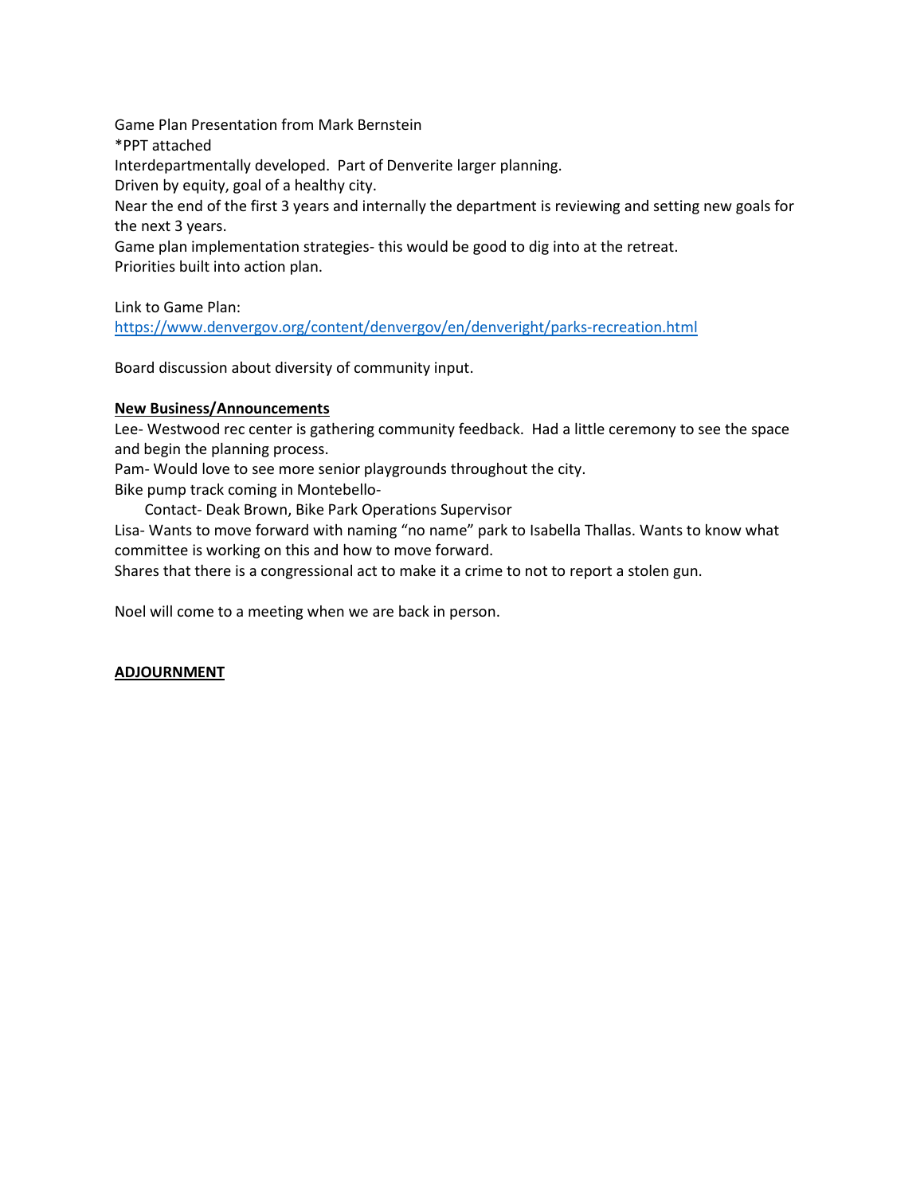Game Plan Presentation from Mark Bernstein
*PPT attached
Interdepartmentally developed. Part of Denverite larger planning.
Driven by equity, goal of a healthy city.
Near the end of the first 3 years and internally the department is reviewing and setting new goals for the next 3 years.
Game plan implementation strategies- this would be good to dig into at the retreat.
Priorities built into action plan.

Link to Game Plan:
https://www.denvergov.org/content/denvergov/en/denveright/parks-recreation.html

Board discussion about diversity of community input.

**New Business/Announcements**

Lee- Westwood rec center is gathering community feedback. Had a little ceremony to see the space and begin the planning process.
Pam- Would love to see more senior playgrounds throughout the city.
Bike pump track coming in Montebello-
    Contact- Deak Brown, Bike Park Operations Supervisor
Lisa- Wants to move forward with naming "no name" park to Isabella Thallas. Wants to know what committee is working on this and how to move forward.
Shares that there is a congressional act to make it a crime to not to report a stolen gun.

Noel will come to a meeting when we are back in person.

**ADJOURNMENT**